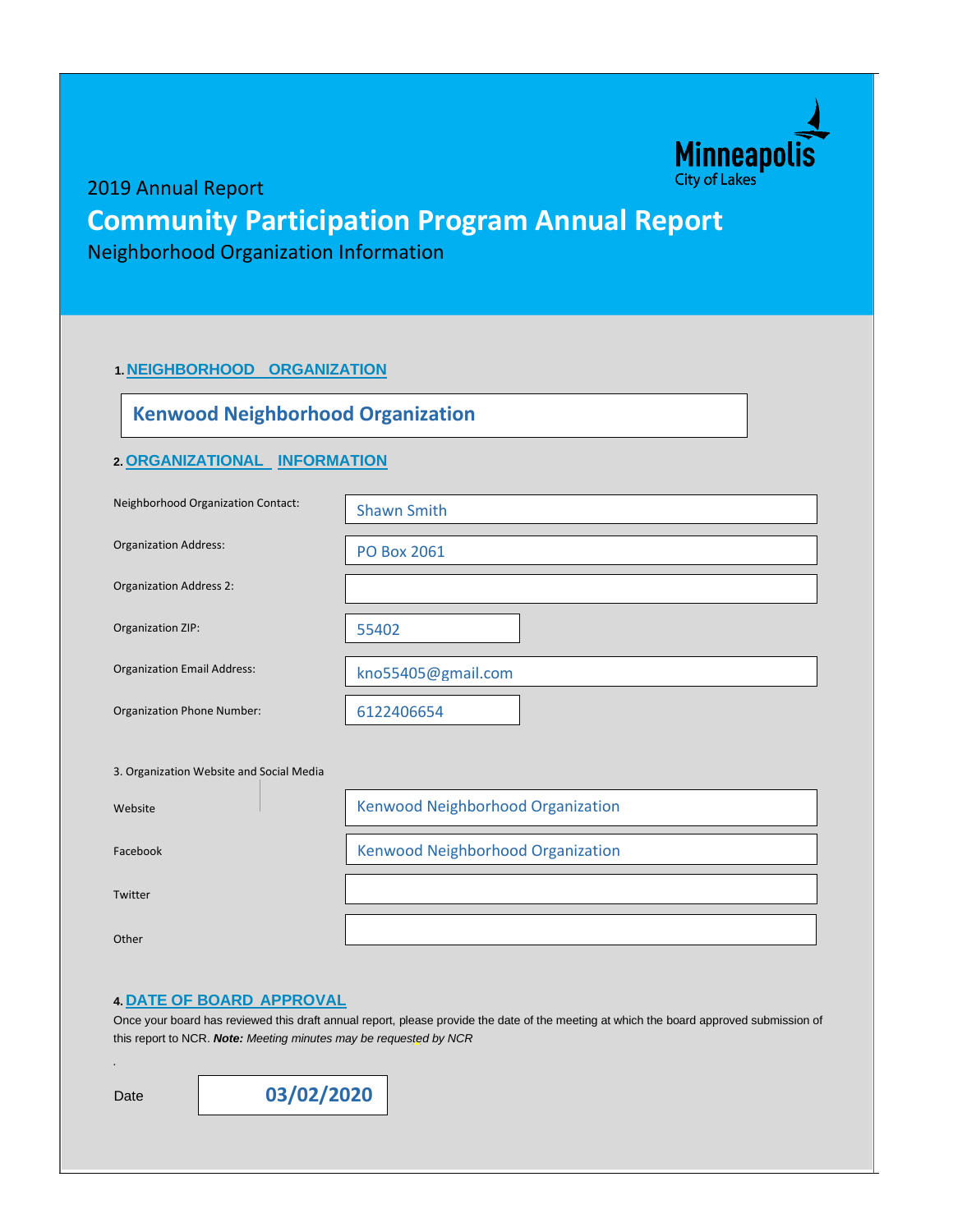Minneapolis
City of Lakes

2019 Annual Report

# Community Participation Program Annual Report

Neighborhood Organization Information

## 1. NEIGHBORHOOD ORGANIZATION

**Kenwood Neighborhood Organization**

## 2. ORGANIZATIONAL INFORMATION

| | |
|---|---|
| Neighborhood Organization Contact: | Shawn Smith |
| Organization Address: | PO Box 2061 |
| Organization Address 2: | |
| Organization ZIP: | 55402 |
| Organization Email Address: | kno55405@gmail.com |
| Organization Phone Number: | 6122406654 |

3. Organization Website and Social Media

| | |
|---|---|
| Website | Kenwood Neighborhood Organization |
| Facebook | Kenwood Neighborhood Organization |
| Twitter | |
| Other | |

## 4. DATE OF BOARD APPROVAL

Once your board has reviewed this draft annual report, please provide the date of the meeting at which the board approved submission of this report to NCR. ***Note:*** *Meeting minutes may be requested by NCR*

.

Date **03/02/2020**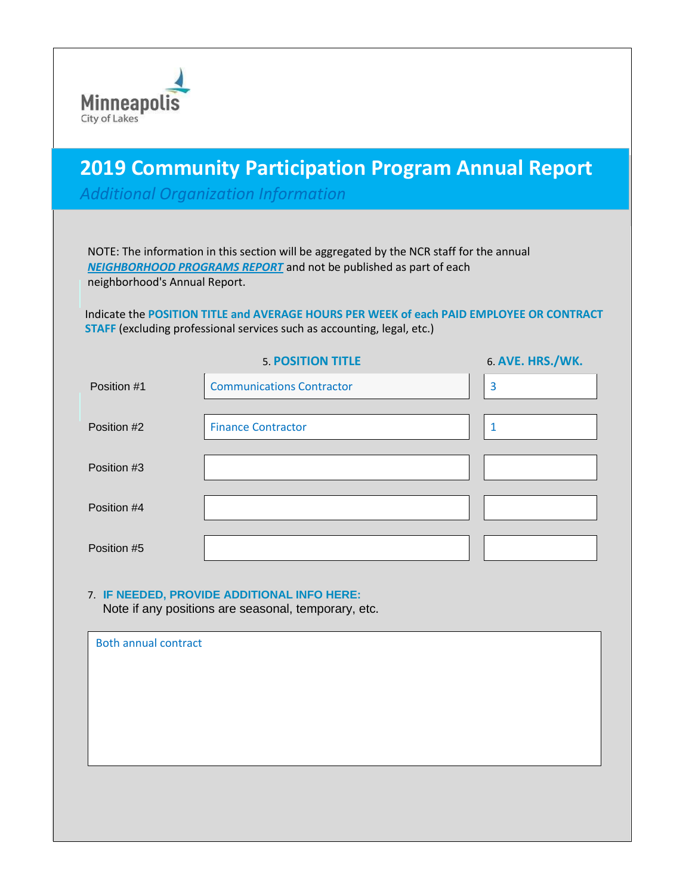Minneapolis
City of Lakes

# 2019 Community Participation Program Annual Report

*Additional Organization Information*

NOTE: The information in this section will be aggregated by the NCR staff for the annual ***NEIGHBORHOOD PROGRAMS REPORT*** and not be published as part of each neighborhood's Annual Report.

Indicate the **POSITION TITLE and AVERAGE HOURS PER WEEK of each PAID EMPLOYEE OR CONTRACT STAFF** (excluding professional services such as accounting, legal, etc.)

| | 5. POSITION TITLE | 6. AVE. HRS./WK. |
|---|---|---|
| Position #1 | Communications Contractor | 3 |
| Position #2 | Finance Contractor | 1 |
| Position #3 | | |
| Position #4 | | |
| Position #5 | | |

7. **IF NEEDED, PROVIDE ADDITIONAL INFO HERE:**
Note if any positions are seasonal, temporary, etc.

Both annual contract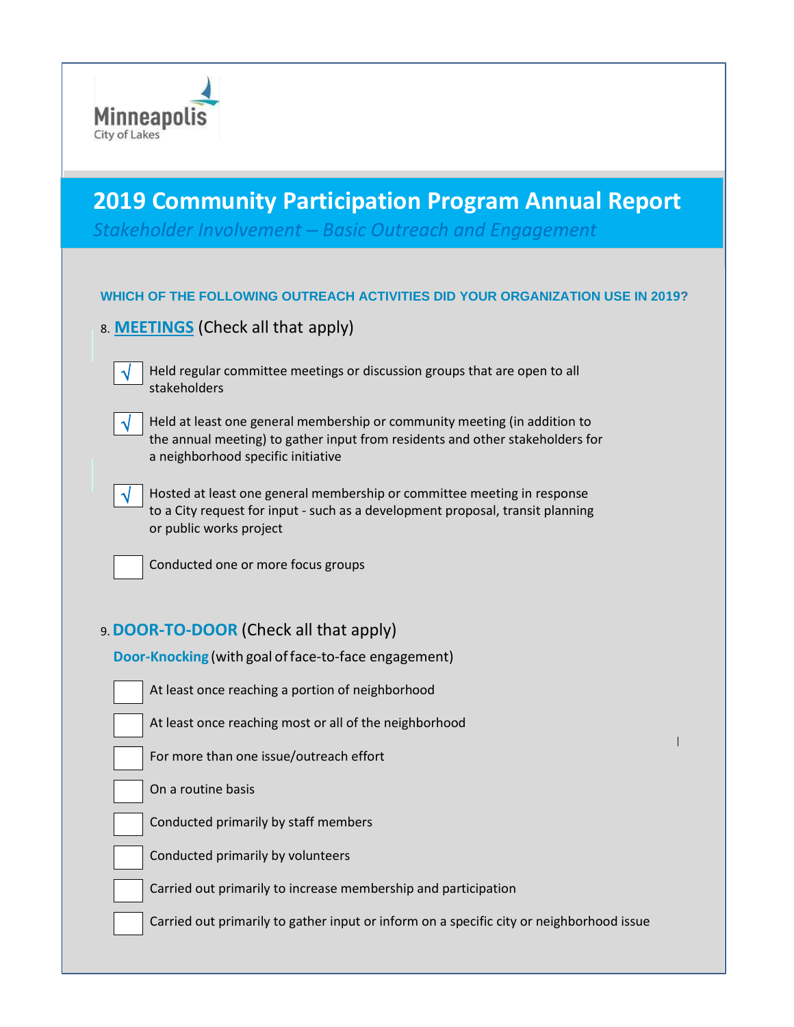Minneapolis
City of Lakes

# 2019 Community Participation Program Annual Report

*Stakeholder Involvement – Basic Outreach and Engagement*

**WHICH OF THE FOLLOWING OUTREACH ACTIVITIES DID YOUR ORGANIZATION USE IN 2019?**

8. **MEETINGS** (Check all that apply)

- [x] Held regular committee meetings or discussion groups that are open to all stakeholders
- [x] Held at least one general membership or community meeting (in addition to the annual meeting) to gather input from residents and other stakeholders for a neighborhood specific initiative
- [x] Hosted at least one general membership or committee meeting in response to a City request for input - such as a development proposal, transit planning or public works project
- [ ] Conducted one or more focus groups

9. **DOOR-TO-DOOR** (Check all that apply)

**Door-Knocking** (with goal of face-to-face engagement)

- [ ] At least once reaching a portion of neighborhood
- [ ] At least once reaching most or all of the neighborhood
- [ ] For more than one issue/outreach effort
- [ ] On a routine basis
- [ ] Conducted primarily by staff members
- [ ] Conducted primarily by volunteers
- [ ] Carried out primarily to increase membership and participation
- [ ] Carried out primarily to gather input or inform on a specific city or neighborhood issue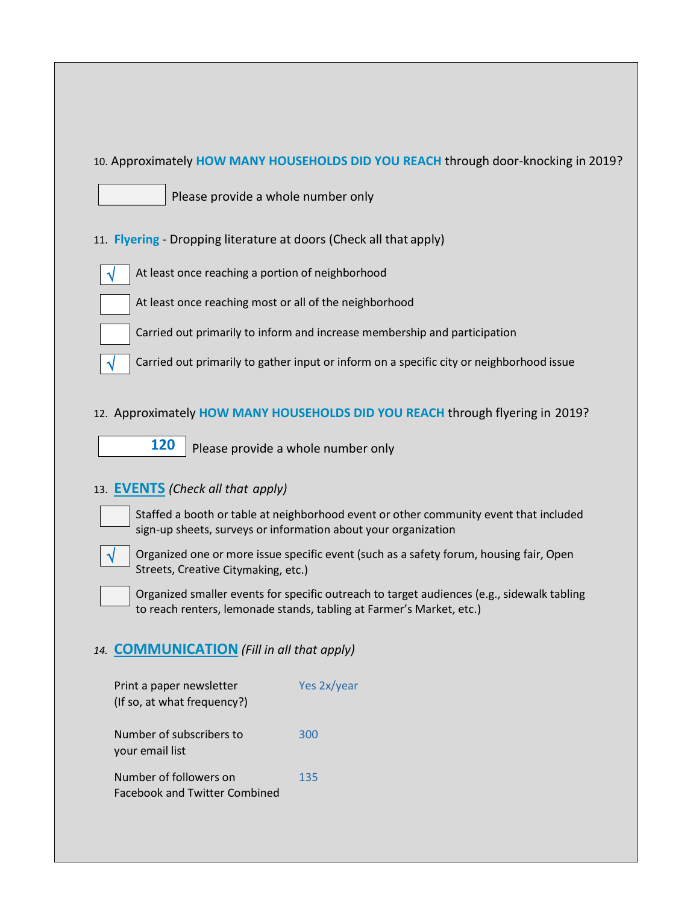10. Approximately **HOW MANY HOUSEHOLDS DID YOU REACH** through door-knocking in 2019?

[ ] Please provide a whole number only

11. **Flyering** - Dropping literature at doors (Check all that apply)

- [x] At least once reaching a portion of neighborhood
- [ ] At least once reaching most or all of the neighborhood
- [ ] Carried out primarily to inform and increase membership and participation
- [x] Carried out primarily to gather input or inform on a specific city or neighborhood issue

12. Approximately **HOW MANY HOUSEHOLDS DID YOU REACH** through flyering in 2019?

**120** Please provide a whole number only

13. **EVENTS** *(Check all that apply)*

- [ ] Staffed a booth or table at neighborhood event or other community event that included sign-up sheets, surveys or information about your organization
- [x] Organized one or more issue specific event (such as a safety forum, housing fair, Open Streets, Creative Citymaking, etc.)
- [ ] Organized smaller events for specific outreach to target audiences (e.g., sidewalk tabling to reach renters, lemonade stands, tabling at Farmer's Market, etc.)

*14.* **COMMUNICATION** *(Fill in all that apply)*

| | |
|---|---|
| Print a paper newsletter (If so, at what frequency?) | Yes 2x/year |
| Number of subscribers to your email list | 300 |
| Number of followers on Facebook and Twitter Combined | 135 |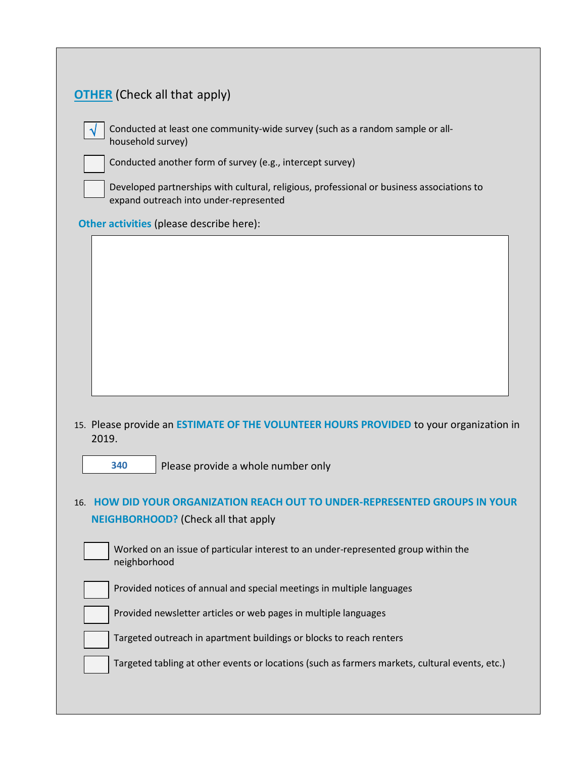**OTHER** (Check all that apply)

- [x] Conducted at least one community-wide survey (such as a random sample or all-household survey)
- [ ] Conducted another form of survey (e.g., intercept survey)
- [ ] Developed partnerships with cultural, religious, professional or business associations to expand outreach into under-represented

**Other activities** (please describe here):

15. Please provide an **ESTIMATE OF THE VOLUNTEER HOURS PROVIDED** to your organization in 2019.

**340** Please provide a whole number only

16. **HOW DID YOUR ORGANIZATION REACH OUT TO UNDER-REPRESENTED GROUPS IN YOUR NEIGHBORHOOD?** (Check all that apply

- [ ] Worked on an issue of particular interest to an under-represented group within the neighborhood
- [ ] Provided notices of annual and special meetings in multiple languages
- [ ] Provided newsletter articles or web pages in multiple languages
- [ ] Targeted outreach in apartment buildings or blocks to reach renters
- [ ] Targeted tabling at other events or locations (such as farmers markets, cultural events, etc.)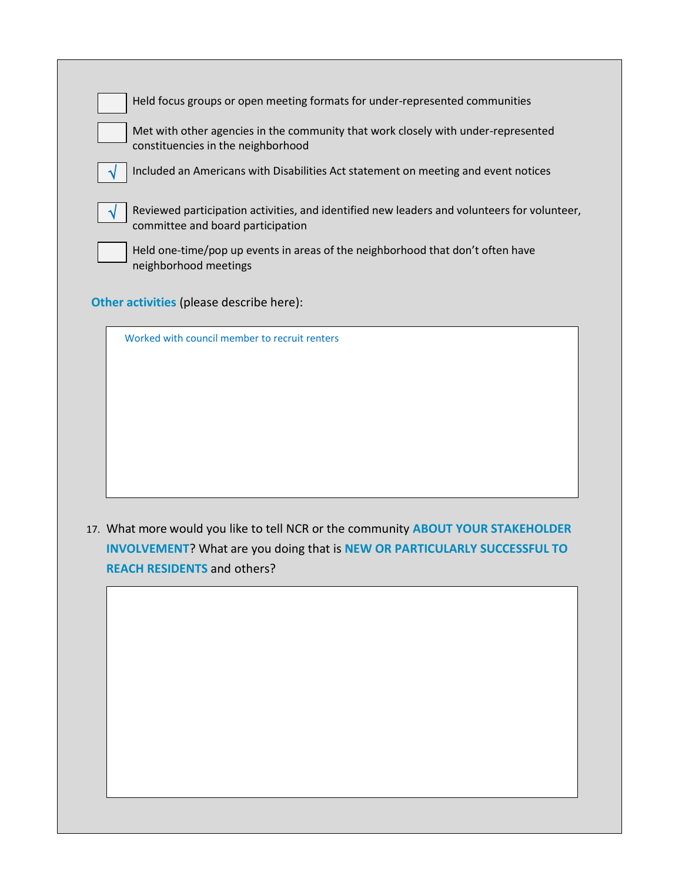- [ ] Held focus groups or open meeting formats for under-represented communities
- [ ] Met with other agencies in the community that work closely with under-represented constituencies in the neighborhood
- [x] Included an Americans with Disabilities Act statement on meeting and event notices
- [x] Reviewed participation activities, and identified new leaders and volunteers for volunteer, committee and board participation
- [ ] Held one-time/pop up events in areas of the neighborhood that don't often have neighborhood meetings

**Other activities** (please describe here):

Worked with council member to recruit renters

17. What more would you like to tell NCR or the community **ABOUT YOUR STAKEHOLDER INVOLVEMENT**? What are you doing that is **NEW OR PARTICULARLY SUCCESSFUL TO REACH RESIDENTS** and others?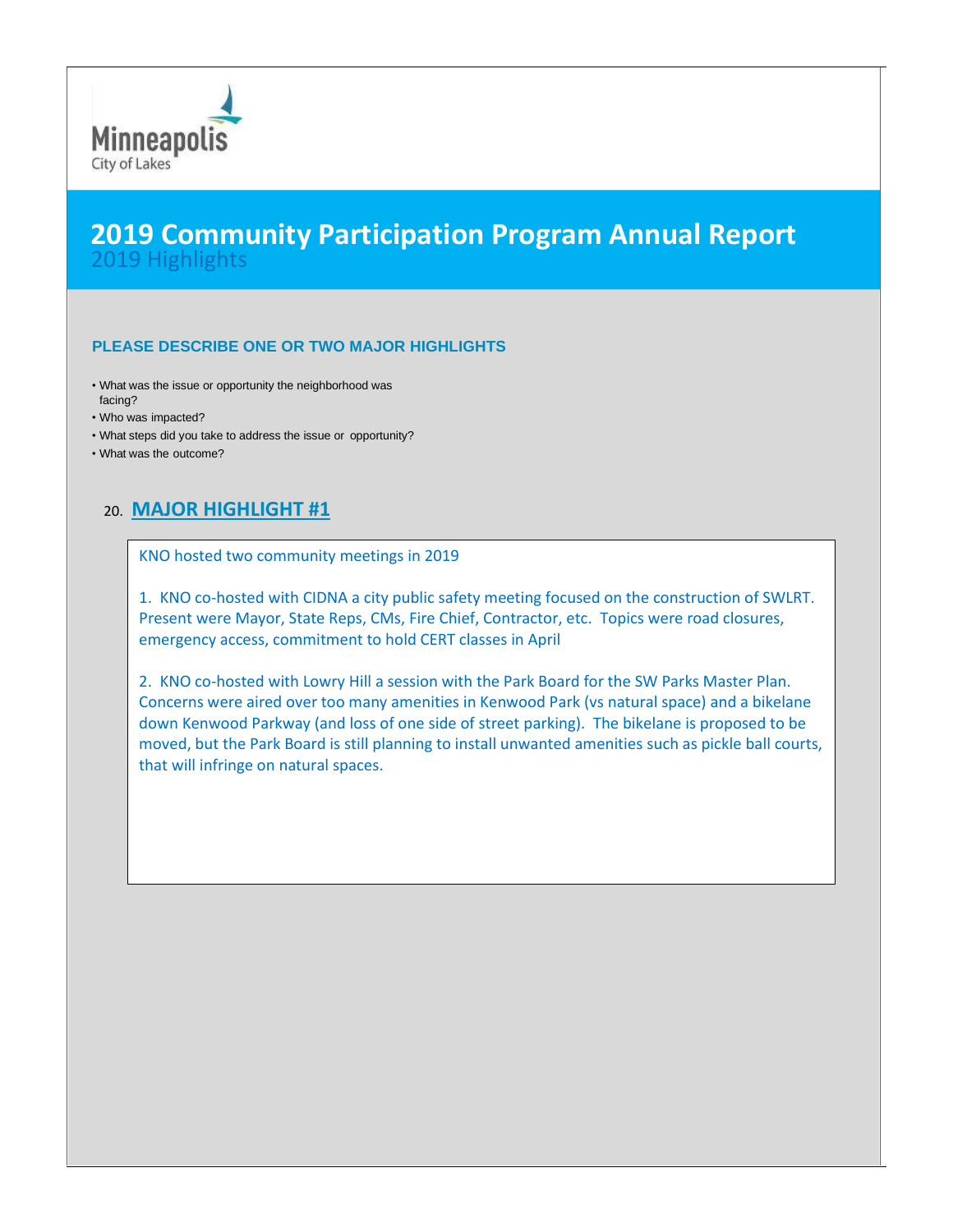Minneapolis
City of Lakes

# 2019 Community Participation Program Annual Report

## 2019 Highlights

### PLEASE DESCRIBE ONE OR TWO MAJOR HIGHLIGHTS

- What was the issue or opportunity the neighborhood was facing?
- Who was impacted?
- What steps did you take to address the issue or opportunity?
- What was the outcome?

20. **MAJOR HIGHLIGHT #1**

KNO hosted two community meetings in 2019

1. KNO co-hosted with CIDNA a city public safety meeting focused on the construction of SWLRT. Present were Mayor, State Reps, CMs, Fire Chief, Contractor, etc. Topics were road closures, emergency access, commitment to hold CERT classes in April

2. KNO co-hosted with Lowry Hill a session with the Park Board for the SW Parks Master Plan. Concerns were aired over too many amenities in Kenwood Park (vs natural space) and a bikelane down Kenwood Parkway (and loss of one side of street parking). The bikelane is proposed to be moved, but the Park Board is still planning to install unwanted amenities such as pickle ball courts, that will infringe on natural spaces.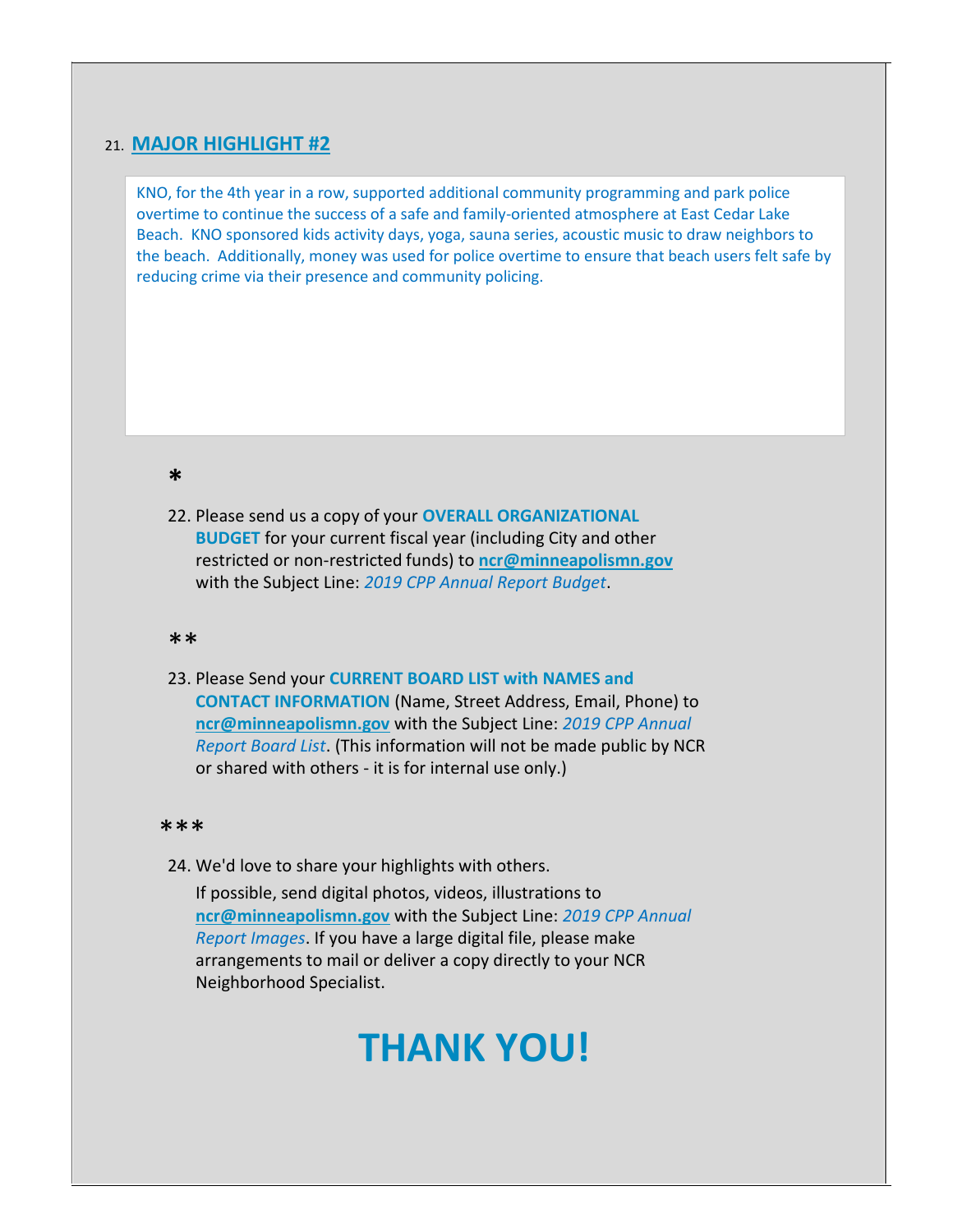21. **MAJOR HIGHLIGHT #2**

KNO, for the 4th year in a row, supported additional community programming and park police overtime to continue the success of a safe and family-oriented atmosphere at East Cedar Lake Beach. KNO sponsored kids activity days, yoga, sauna series, acoustic music to draw neighbors to the beach. Additionally, money was used for police overtime to ensure that beach users felt safe by reducing crime via their presence and community policing.

*

22. Please send us a copy of your **OVERALL ORGANIZATIONAL BUDGET** for your current fiscal year (including City and other restricted or non-restricted funds) to **ncr@minneapolismn.gov** with the Subject Line: *2019 CPP Annual Report Budget*.

**

23. Please Send your **CURRENT BOARD LIST with NAMES and CONTACT INFORMATION** (Name, Street Address, Email, Phone) to **ncr@minneapolismn.gov** with the Subject Line: *2019 CPP Annual Report Board List*. (This information will not be made public by NCR or shared with others - it is for internal use only.)

***

24. We'd love to share your highlights with others.

    If possible, send digital photos, videos, illustrations to **ncr@minneapolismn.gov** with the Subject Line: *2019 CPP Annual Report Images*. If you have a large digital file, please make arrangements to mail or deliver a copy directly to your NCR Neighborhood Specialist.

# THANK YOU!